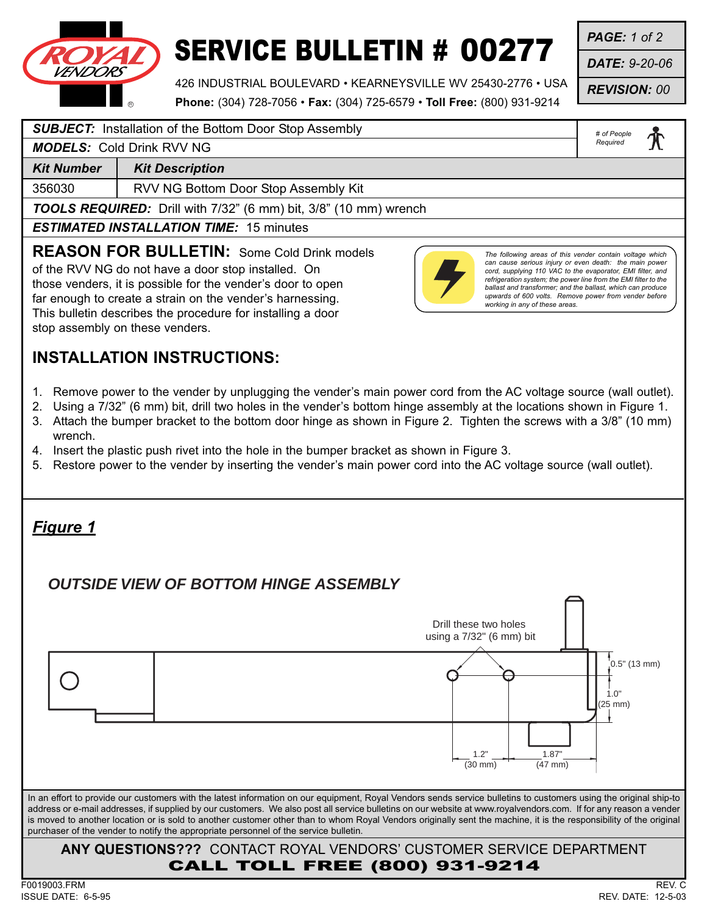# SERVICE BULLETIN # 00277

426 INDUSTRIAL BOULEVARD • KEARNEYSVILLE WV 25430-2776 • USA
**Phone:** (304) 728-7056 • **Fax:** (304) 725-6579 • **Toll Free:** (800) 931-9214

***PAGE:*** *1 of 2*
***DATE:*** *9-20-06*
***REVISION:*** *00*

***SUBJECT:*** Installation of the Bottom Door Stop Assembly
***MODELS:*** Cold Drink RVV NG

*# of People Required*

| ***Kit Number*** | ***Kit Description*** |
|---|---|
| 356030 | RVV NG Bottom Door Stop Assembly Kit |

***TOOLS REQUIRED:*** Drill with 7/32" (6 mm) bit, 3/8" (10 mm) wrench

***ESTIMATED INSTALLATION TIME:*** 15 minutes

## REASON FOR BULLETIN:

Some Cold Drink models of the RVV NG do not have a door stop installed. On those venders, it is possible for the vender's door to open far enough to create a strain on the vender's harnessing. This bulletin describes the procedure for installing a door stop assembly on these venders.

*The following areas of this vender contain voltage which can cause serious injury or even death: the main power cord, supplying 110 VAC to the evaporator, EMI filter, and refrigeration system; the power line from the EMI filter to the ballast and transformer; and the ballast, which can produce upwards of 600 volts. Remove power from vender before working in any of these areas.*

## INSTALLATION INSTRUCTIONS:

1. Remove power to the vender by unplugging the vender's main power cord from the AC voltage source (wall outlet).
2. Using a 7/32" (6 mm) bit, drill two holes in the vender's bottom hinge assembly at the locations shown in Figure 1.
3. Attach the bumper bracket to the bottom door hinge as shown in Figure 2. Tighten the screws with a 3/8" (10 mm) wrench.
4. Insert the plastic push rivet into the hole in the bumper bracket as shown in Figure 3.
5. Restore power to the vender by inserting the vender's main power cord into the AC voltage source (wall outlet).

## *Figure 1*

***OUTSIDE VIEW OF BOTTOM HINGE ASSEMBLY***

Drill these two holes using a 7/32" (6 mm) bit

0.5" (13 mm)
1.0" (25 mm)
1.2" (30 mm)
1.87" (47 mm)

In an effort to provide our customers with the latest information on our equipment, Royal Vendors sends service bulletins to customers using the original ship-to address or e-mail addresses, if supplied by our customers. We also post all service bulletins on our website at www.royalvendors.com. If for any reason a vender is moved to another location or is sold to another customer other than to whom Royal Vendors originally sent the machine, it is the responsibility of the original purchaser of the vender to notify the appropriate personnel of the service bulletin.

**ANY QUESTIONS???** CONTACT ROYAL VENDORS' CUSTOMER SERVICE DEPARTMENT
**CALL TOLL FREE (800) 931-9214**

F0019003.FRM
ISSUE DATE: 6-5-95

REV. C
REV. DATE: 12-5-03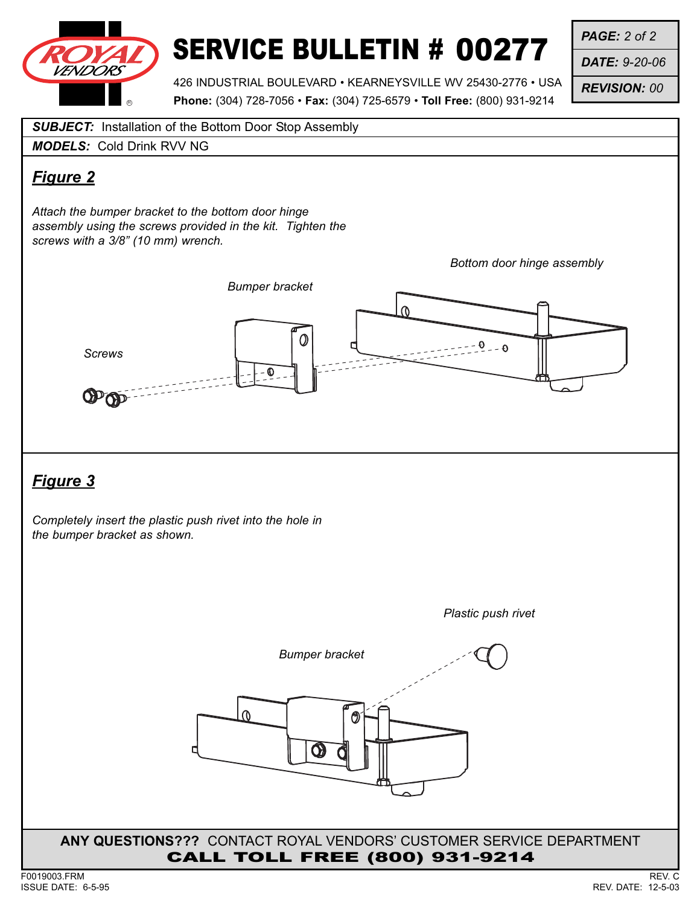# SERVICE BULLETIN # 00277

426 INDUSTRIAL BOULEVARD • KEARNEYSVILLE WV 25430-2776 • USA
**Phone:** (304) 728-7056 • **Fax:** (304) 725-6579 • **Toll Free:** (800) 931-9214

***DATE:*** *9-20-06*
***REVISION:*** *00*

***SUBJECT:*** Installation of the Bottom Door Stop Assembly

***MODELS:*** Cold Drink RVV NG

## ***Figure 2***

*Attach the bumper bracket to the bottom door hinge assembly using the screws provided in the kit. Tighten the screws with a 3/8" (10 mm) wrench.*

*Bottom door hinge assembly*

*Bumper bracket*

*Screws*

## ***Figure 3***

*Completely insert the plastic push rivet into the hole in the bumper bracket as shown.*

*Plastic push rivet*

*Bumper bracket*

**ANY QUESTIONS???** CONTACT ROYAL VENDORS' CUSTOMER SERVICE DEPARTMENT
**CALL TOLL FREE (800) 931-9214**

F0019003.FRM
ISSUE DATE: 6-5-95

REV. C
REV. DATE: 12-5-03